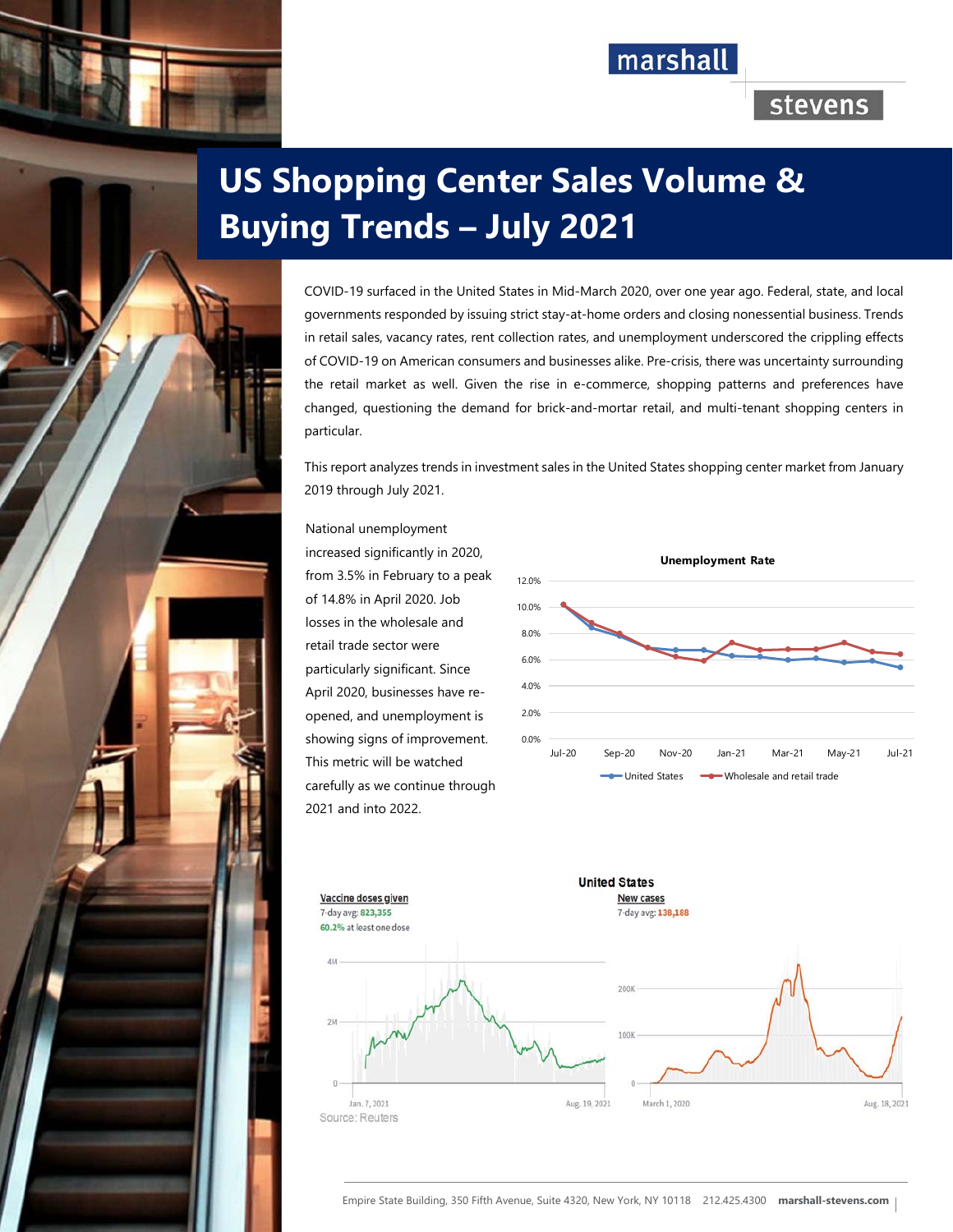# US Shopping Center Sales Volume & Buying Trends – July 2021

COVID-19 surfaced in the United States in Mid-March 2020, over one year ago. Federal, state, and local governments responded by issuing strict stay-at-home orders and closing nonessential business. Trends in retail sales, vacancy rates, rent collection rates, and unemployment underscored the crippling effects of COVID-19 on American consumers and businesses alike. Pre-crisis, there was uncertainty surrounding the retail market as well. Given the rise in e-commerce, shopping patterns and preferences have changed, questioning the demand for brick-and-mortar retail, and multi-tenant shopping centers in particular.

This report analyzes trends in investment sales in the United States shopping center market from January 2019 through July 2021.

National unemployment increased significantly in 2020, from 3.5% in February to a peak of 14.8% in April 2020. Job losses in the wholesale and retail trade sector were particularly significant. Since April 2020, businesses have re-opened, and unemployment is showing signs of improvement. This metric will be watched carefully as we continue through 2021 and into 2022.

**Unemployment Rate**

Legend: United States; Wholesale and retail trade

**United States**

Vaccine doses given
7-day avg: 823,355
60.2% at least one dose

New cases
7-day avg: 138,188

Source: Reuters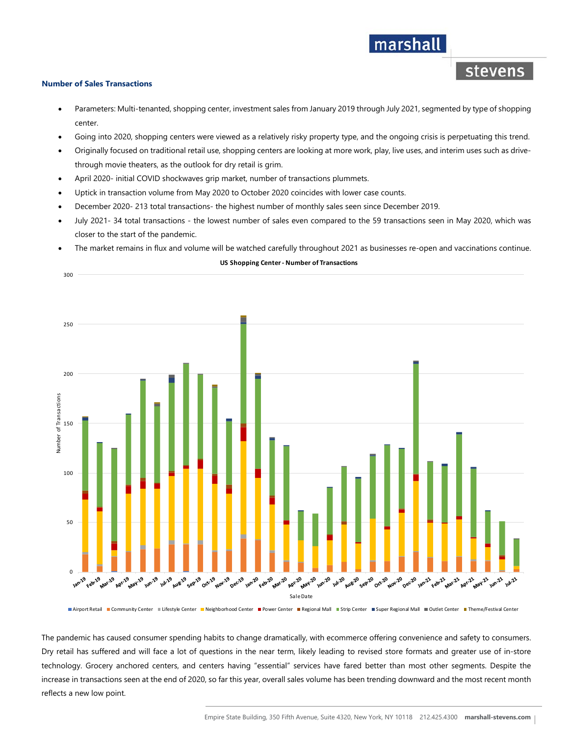### Number of Sales Transactions

- Parameters: Multi-tenanted, shopping center, investment sales from January 2019 through July 2021, segmented by type of shopping center.
- Going into 2020, shopping centers were viewed as a relatively risky property type, and the ongoing crisis is perpetuating this trend.
- Originally focused on traditional retail use, shopping centers are looking at more work, play, live uses, and interim uses such as drive-through movie theaters, as the outlook for dry retail is grim.
- April 2020- initial COVID shockwaves grip market, number of transactions plummets.
- Uptick in transaction volume from May 2020 to October 2020 coincides with lower case counts.
- December 2020- 213 total transactions- the highest number of monthly sales seen since December 2019.
- July 2021- 34 total transactions - the lowest number of sales even compared to the 59 transactions seen in May 2020, which was closer to the start of the pandemic.
- The market remains in flux and volume will be watched carefully throughout 2021 as businesses re-open and vaccinations continue.

**US Shopping Center - Number of Transactions**

The pandemic has caused consumer spending habits to change dramatically, with ecommerce offering convenience and safety to consumers. Dry retail has suffered and will face a lot of questions in the near term, likely leading to revised store formats and greater use of in-store technology. Grocery anchored centers, and centers having "essential" services have fared better than most other segments. Despite the increase in transactions seen at the end of 2020, so far this year, overall sales volume has been trending downward and the most recent month reflects a new low point.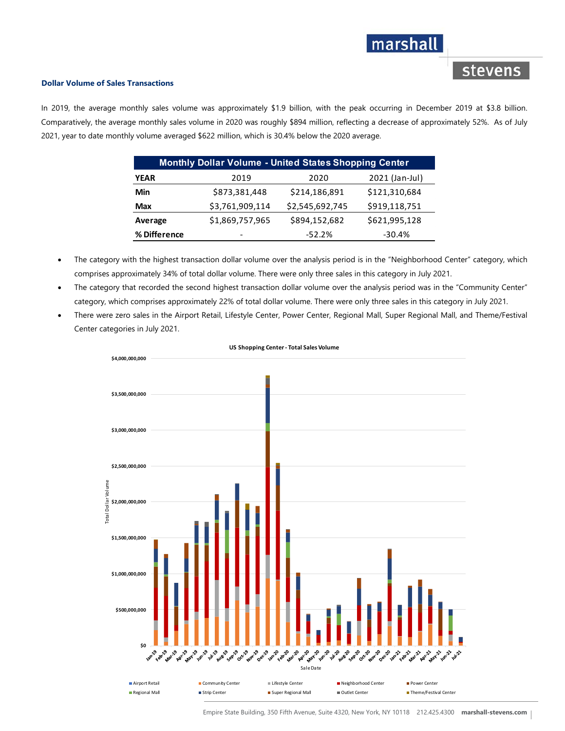### Dollar Volume of Sales Transactions

In 2019, the average monthly sales volume was approximately $1.9 billion, with the peak occurring in December 2019 at $3.8 billion. Comparatively, the average monthly sales volume in 2020 was roughly $894 million, reflecting a decrease of approximately 52%. As of July 2021, year to date monthly volume averaged $622 million, which is 30.4% below the 2020 average.

| Monthly Dollar Volume - United States Shopping Center | | | |
|---|---|---|---|
| **YEAR** | 2019 | 2020 | 2021 (Jan-Jul) |
| **Min** | $873,381,448 | $214,186,891 | $121,310,684 |
| **Max** | $3,761,909,114 | $2,545,692,745 | $919,118,751 |
| **Average** | $1,869,757,965 | $894,152,682 | $621,995,128 |
| **% Difference** | - | -52.2% | -30.4% |

- The category with the highest transaction dollar volume over the analysis period is in the "Neighborhood Center" category, which comprises approximately 34% of total dollar volume. There were only three sales in this category in July 2021.
- The category that recorded the second highest transaction dollar volume over the analysis period was in the "Community Center" category, which comprises approximately 22% of total dollar volume. There were only three sales in this category in July 2021.
- There were zero sales in the Airport Retail, Lifestyle Center, Power Center, Regional Mall, Super Regional Mall, and Theme/Festival Center categories in July 2021.

US Shopping Center - Total Sales Volume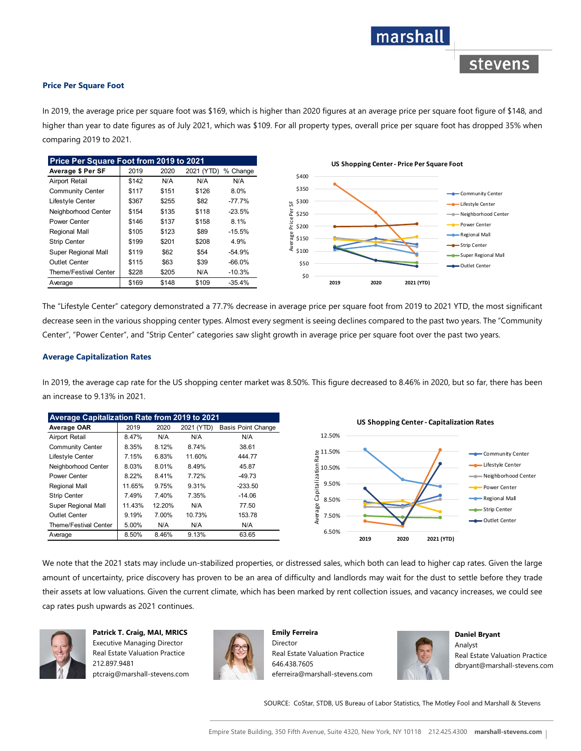## Price Per Square Foot

In 2019, the average price per square foot was $169, which is higher than 2020 figures at an average price per square foot figure of $148, and higher than year to date figures as of July 2021, which was $109. For all property types, overall price per square foot has dropped 35% when comparing 2019 to 2021.

| Price Per Square Foot from 2019 to 2021 | | | | |
|---|---|---|---|---|
| **Average $ Per SF** | 2019 | 2020 | 2021 (YTD) | % Change |
| Airport Retail | $142 | N/A | N/A | N/A |
| Community Center | $117 | $151 | $126 | 8.0% |
| Lifestyle Center | $367 | $255 | $82 | -77.7% |
| Neighborhood Center | $154 | $135 | $118 | -23.5% |
| Power Center | $146 | $137 | $158 | 8.1% |
| Regional Mall | $105 | $123 | $89 | -15.5% |
| Strip Center | $199 | $201 | $208 | 4.9% |
| Super Regional Mall | $119 | $62 | $54 | -54.9% |
| Outlet Center | $115 | $63 | $39 | -66.0% |
| Theme/Festival Center | $228 | $205 | N/A | -10.3% |
| Average | $169 | $148 | $109 | -35.4% |

US Shopping Center - Price Per Square Foot

Average Price Per SF

$400
$350
$300
$250
$200
$150
$100
$50
$0

2019
2020
2021 (YTD)

Community Center
Lifestyle Center
Neighborhood Center
Power Center
Regional Mall
Strip Center
Super Regional Mall
Outlet Center

The "Lifestyle Center" category demonstrated a 77.7% decrease in average price per square foot from 2019 to 2021 YTD, the most significant decrease seen in the various shopping center types. Almost every segment is seeing declines compared to the past two years. The "Community Center", "Power Center", and "Strip Center" categories saw slight growth in average price per square foot over the past two years.

## Average Capitalization Rates

In 2019, the average cap rate for the US shopping center market was 8.50%. This figure decreased to 8.46% in 2020, but so far, there has been an increase to 9.13% in 2021.

| Average Capitalization Rate from 2019 to 2021 | | | | |
|---|---|---|---|---|
| **Average OAR** | 2019 | 2020 | 2021 (YTD) | Basis Point Change |
| Airport Retail | 8.47% | N/A | N/A | N/A |
| Community Center | 8.35% | 8.12% | 8.74% | 38.61 |
| Lifestyle Center | 7.15% | 6.83% | 11.60% | 444.77 |
| Neighborhood Center | 8.03% | 8.01% | 8.49% | 45.87 |
| Power Center | 8.22% | 8.41% | 7.72% | -49.73 |
| Regional Mall | 11.65% | 9.75% | 9.31% | -233.50 |
| Strip Center | 7.49% | 7.40% | 7.35% | -14.06 |
| Super Regional Mall | 11.43% | 12.20% | N/A | 77.50 |
| Outlet Center | 9.19% | 7.00% | 10.73% | 153.78 |
| Theme/Festival Center | 5.00% | N/A | N/A | N/A |
| Average | 8.50% | 8.46% | 9.13% | 63.65 |

US Shopping Center - Capitalization Rates

Average Capitalization Rate

12.50%
11.50%
10.50%
9.50%
8.50%
7.50%
6.50%

2019
2020
2021 (YTD)

Community Center
Lifestyle Center
Neighborhood Center
Power Center
Regional Mall
Strip Center
Outlet Center

We note that the 2021 stats may include un-stabilized properties, or distressed sales, which both can lead to higher cap rates. Given the large amount of uncertainty, price discovery has proven to be an area of difficulty and landlords may wait for the dust to settle before they trade their assets at low valuations. Given the current climate, which has been marked by rent collection issues, and vacancy increases, we could see cap rates push upwards as 2021 continues.

**Patrick T. Craig, MAI, MRICS**
Executive Managing Director
Real Estate Valuation Practice
212.897.9481
ptcraig@marshall-stevens.com

**Emily Ferreira**
Director
Real Estate Valuation Practice
646.438.7605
eferreira@marshall-stevens.com

**Daniel Bryant**
Analyst
Real Estate Valuation Practice
dbryant@marshall-stevens.com

SOURCE: CoStar, STDB, US Bureau of Labor Statistics, The Motley Fool and Marshall & Stevens